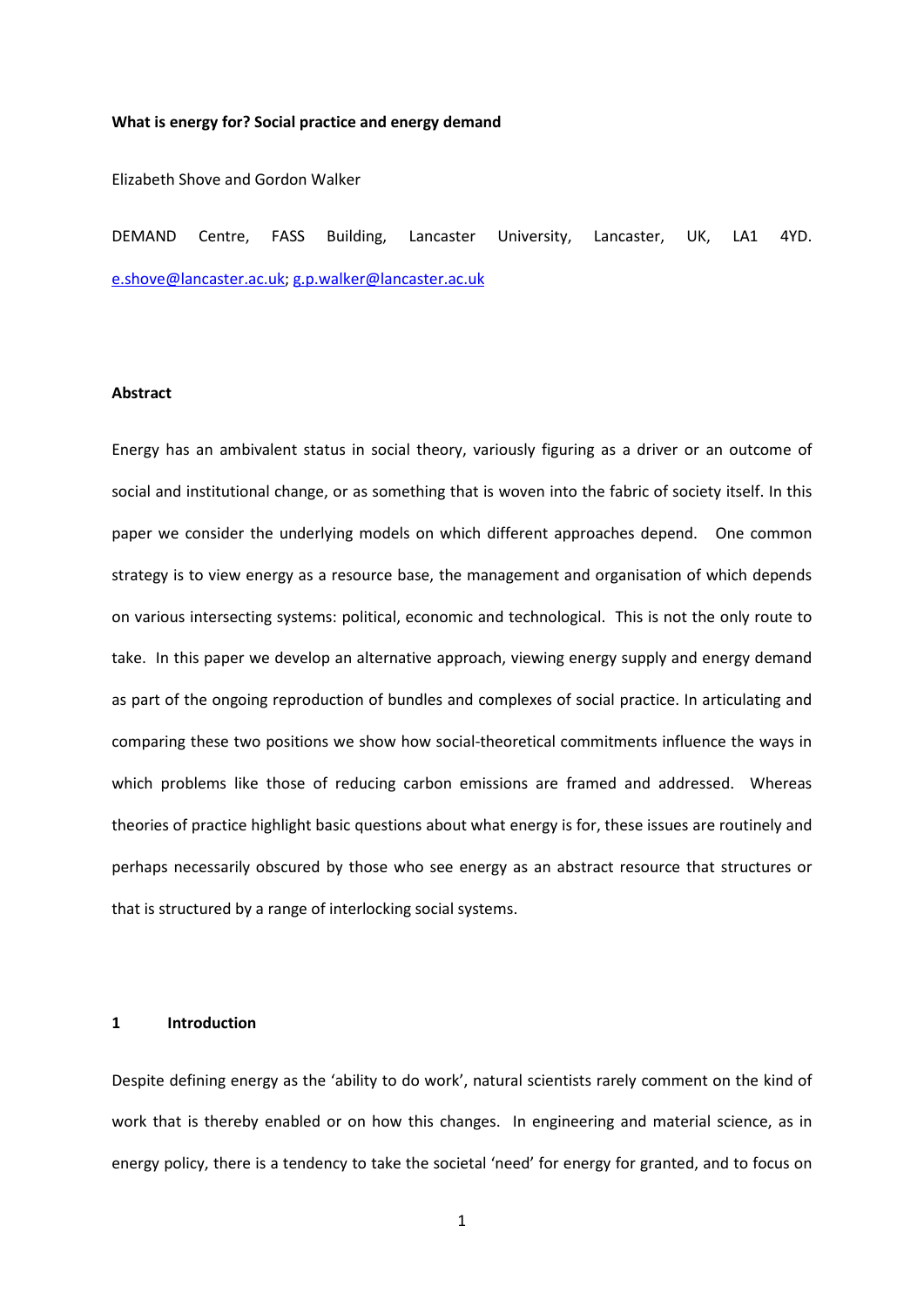**What is energy for? Social practice and energy demand**

Elizabeth Shove and Gordon Walker

DEMAND Centre, FASS Building, Lancaster University, Lancaster, UK, LA1 4YD. e.shove@lancaster.ac.uk; g.p.walker@lancaster.ac.uk

**Abstract**

Energy has an ambivalent status in social theory, variously figuring as a driver or an outcome of social and institutional change, or as something that is woven into the fabric of society itself. In this paper we consider the underlying models on which different approaches depend. One common strategy is to view energy as a resource base, the management and organisation of which depends on various intersecting systems: political, economic and technological. This is not the only route to take. In this paper we develop an alternative approach, viewing energy supply and energy demand as part of the ongoing reproduction of bundles and complexes of social practice. In articulating and comparing these two positions we show how social-theoretical commitments influence the ways in which problems like those of reducing carbon emissions are framed and addressed. Whereas theories of practice highlight basic questions about what energy is for, these issues are routinely and perhaps necessarily obscured by those who see energy as an abstract resource that structures or that is structured by a range of interlocking social systems.

## 1 Introduction

Despite defining energy as the 'ability to do work', natural scientists rarely comment on the kind of work that is thereby enabled or on how this changes. In engineering and material science, as in energy policy, there is a tendency to take the societal 'need' for energy for granted, and to focus on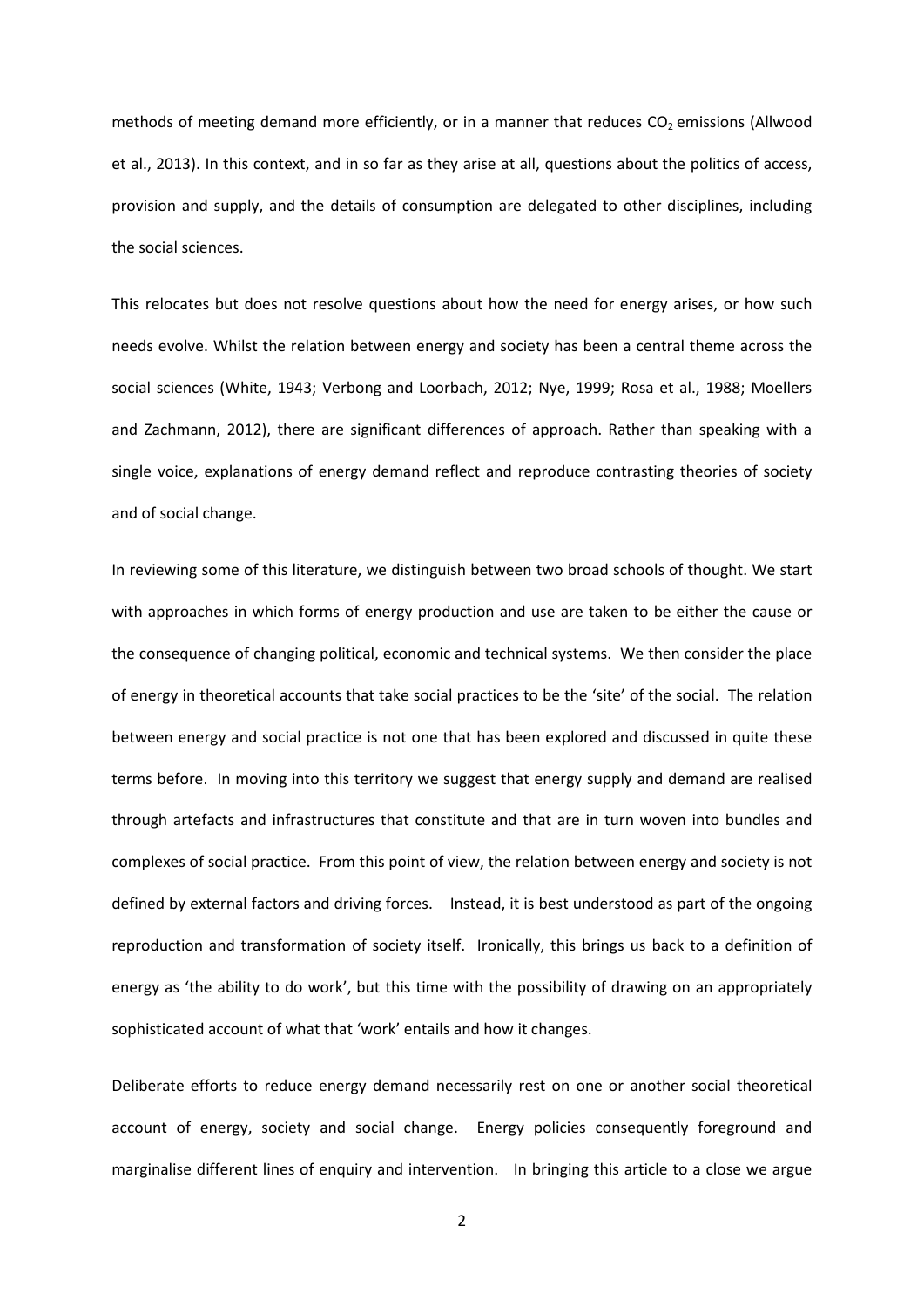methods of meeting demand more efficiently, or in a manner that reduces $CO_2$ emissions (Allwood et al., 2013). In this context, and in so far as they arise at all, questions about the politics of access, provision and supply, and the details of consumption are delegated to other disciplines, including the social sciences.

This relocates but does not resolve questions about how the need for energy arises, or how such needs evolve. Whilst the relation between energy and society has been a central theme across the social sciences (White, 1943; Verbong and Loorbach, 2012; Nye, 1999; Rosa et al., 1988; Moellers and Zachmann, 2012), there are significant differences of approach. Rather than speaking with a single voice, explanations of energy demand reflect and reproduce contrasting theories of society and of social change.

In reviewing some of this literature, we distinguish between two broad schools of thought. We start with approaches in which forms of energy production and use are taken to be either the cause or the consequence of changing political, economic and technical systems. We then consider the place of energy in theoretical accounts that take social practices to be the 'site' of the social. The relation between energy and social practice is not one that has been explored and discussed in quite these terms before. In moving into this territory we suggest that energy supply and demand are realised through artefacts and infrastructures that constitute and that are in turn woven into bundles and complexes of social practice. From this point of view, the relation between energy and society is not defined by external factors and driving forces. Instead, it is best understood as part of the ongoing reproduction and transformation of society itself. Ironically, this brings us back to a definition of energy as 'the ability to do work', but this time with the possibility of drawing on an appropriately sophisticated account of what that 'work' entails and how it changes.

Deliberate efforts to reduce energy demand necessarily rest on one or another social theoretical account of energy, society and social change. Energy policies consequently foreground and marginalise different lines of enquiry and intervention. In bringing this article to a close we argue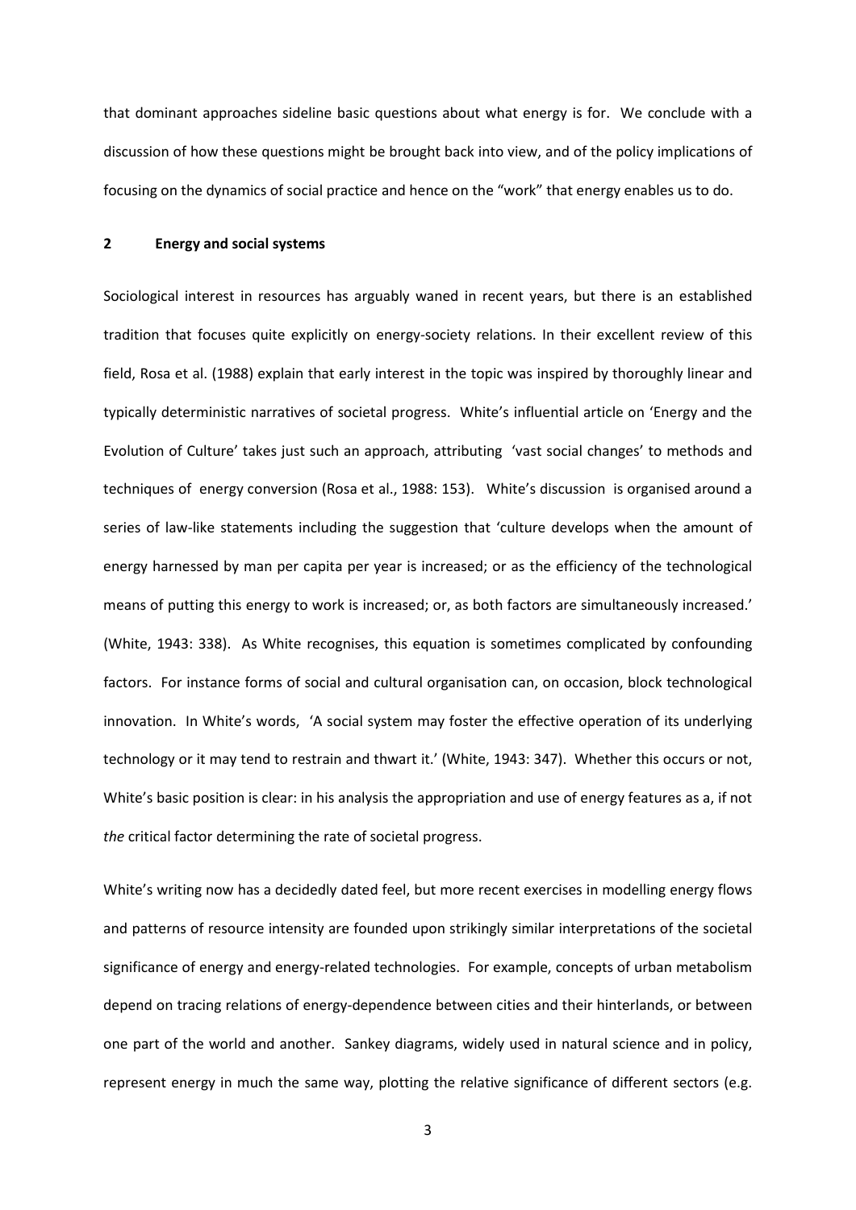that dominant approaches sideline basic questions about what energy is for. We conclude with a discussion of how these questions might be brought back into view, and of the policy implications of focusing on the dynamics of social practice and hence on the "work" that energy enables us to do.

## 2 Energy and social systems

Sociological interest in resources has arguably waned in recent years, but there is an established tradition that focuses quite explicitly on energy-society relations. In their excellent review of this field, Rosa et al. (1988) explain that early interest in the topic was inspired by thoroughly linear and typically deterministic narratives of societal progress. White's influential article on 'Energy and the Evolution of Culture' takes just such an approach, attributing 'vast social changes' to methods and techniques of energy conversion (Rosa et al., 1988: 153). White's discussion is organised around a series of law-like statements including the suggestion that 'culture develops when the amount of energy harnessed by man per capita per year is increased; or as the efficiency of the technological means of putting this energy to work is increased; or, as both factors are simultaneously increased.' (White, 1943: 338). As White recognises, this equation is sometimes complicated by confounding factors. For instance forms of social and cultural organisation can, on occasion, block technological innovation. In White's words, 'A social system may foster the effective operation of its underlying technology or it may tend to restrain and thwart it.' (White, 1943: 347). Whether this occurs or not, White's basic position is clear: in his analysis the appropriation and use of energy features as a, if not *the* critical factor determining the rate of societal progress.

White's writing now has a decidedly dated feel, but more recent exercises in modelling energy flows and patterns of resource intensity are founded upon strikingly similar interpretations of the societal significance of energy and energy-related technologies. For example, concepts of urban metabolism depend on tracing relations of energy-dependence between cities and their hinterlands, or between one part of the world and another. Sankey diagrams, widely used in natural science and in policy, represent energy in much the same way, plotting the relative significance of different sectors (e.g.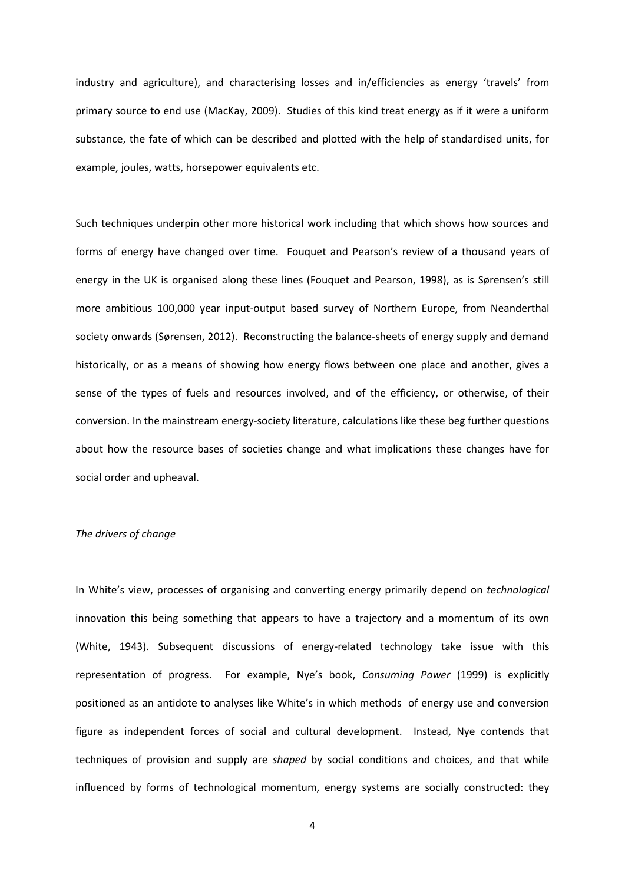industry and agriculture), and characterising losses and in/efficiencies as energy 'travels' from primary source to end use (MacKay, 2009). Studies of this kind treat energy as if it were a uniform substance, the fate of which can be described and plotted with the help of standardised units, for example, joules, watts, horsepower equivalents etc.

Such techniques underpin other more historical work including that which shows how sources and forms of energy have changed over time. Fouquet and Pearson's review of a thousand years of energy in the UK is organised along these lines (Fouquet and Pearson, 1998), as is Sørensen's still more ambitious 100,000 year input-output based survey of Northern Europe, from Neanderthal society onwards (Sørensen, 2012). Reconstructing the balance-sheets of energy supply and demand historically, or as a means of showing how energy flows between one place and another, gives a sense of the types of fuels and resources involved, and of the efficiency, or otherwise, of their conversion. In the mainstream energy-society literature, calculations like these beg further questions about how the resource bases of societies change and what implications these changes have for social order and upheaval.

*The drivers of change*

In White's view, processes of organising and converting energy primarily depend on *technological* innovation this being something that appears to have a trajectory and a momentum of its own (White, 1943). Subsequent discussions of energy-related technology take issue with this representation of progress. For example, Nye's book, *Consuming Power* (1999) is explicitly positioned as an antidote to analyses like White's in which methods of energy use and conversion figure as independent forces of social and cultural development. Instead, Nye contends that techniques of provision and supply are *shaped* by social conditions and choices, and that while influenced by forms of technological momentum, energy systems are socially constructed: they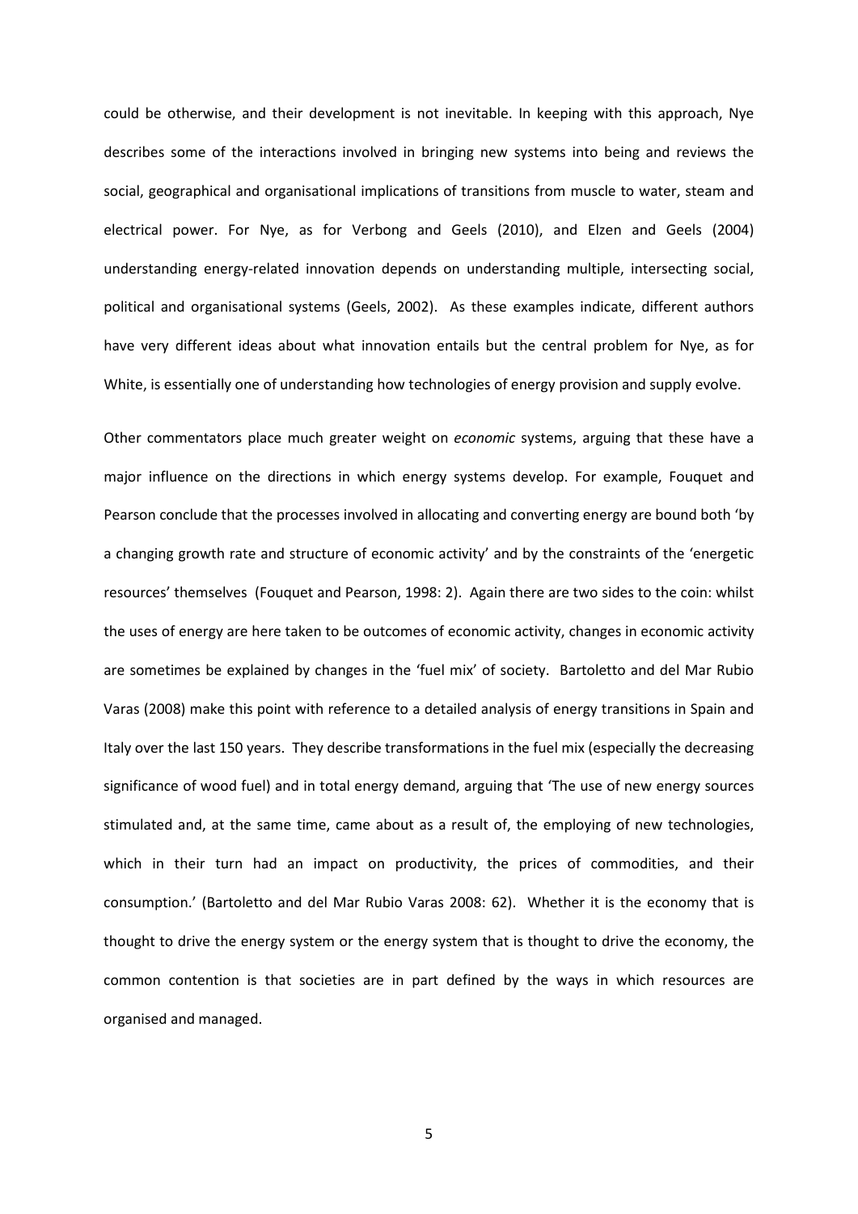could be otherwise, and their development is not inevitable. In keeping with this approach, Nye describes some of the interactions involved in bringing new systems into being and reviews the social, geographical and organisational implications of transitions from muscle to water, steam and electrical power. For Nye, as for Verbong and Geels (2010), and Elzen and Geels (2004) understanding energy-related innovation depends on understanding multiple, intersecting social, political and organisational systems (Geels, 2002). As these examples indicate, different authors have very different ideas about what innovation entails but the central problem for Nye, as for White, is essentially one of understanding how technologies of energy provision and supply evolve.

Other commentators place much greater weight on *economic* systems, arguing that these have a major influence on the directions in which energy systems develop. For example, Fouquet and Pearson conclude that the processes involved in allocating and converting energy are bound both 'by a changing growth rate and structure of economic activity' and by the constraints of the 'energetic resources' themselves (Fouquet and Pearson, 1998: 2). Again there are two sides to the coin: whilst the uses of energy are here taken to be outcomes of economic activity, changes in economic activity are sometimes be explained by changes in the 'fuel mix' of society. Bartoletto and del Mar Rubio Varas (2008) make this point with reference to a detailed analysis of energy transitions in Spain and Italy over the last 150 years. They describe transformations in the fuel mix (especially the decreasing significance of wood fuel) and in total energy demand, arguing that 'The use of new energy sources stimulated and, at the same time, came about as a result of, the employing of new technologies, which in their turn had an impact on productivity, the prices of commodities, and their consumption.' (Bartoletto and del Mar Rubio Varas 2008: 62). Whether it is the economy that is thought to drive the energy system or the energy system that is thought to drive the economy, the common contention is that societies are in part defined by the ways in which resources are organised and managed.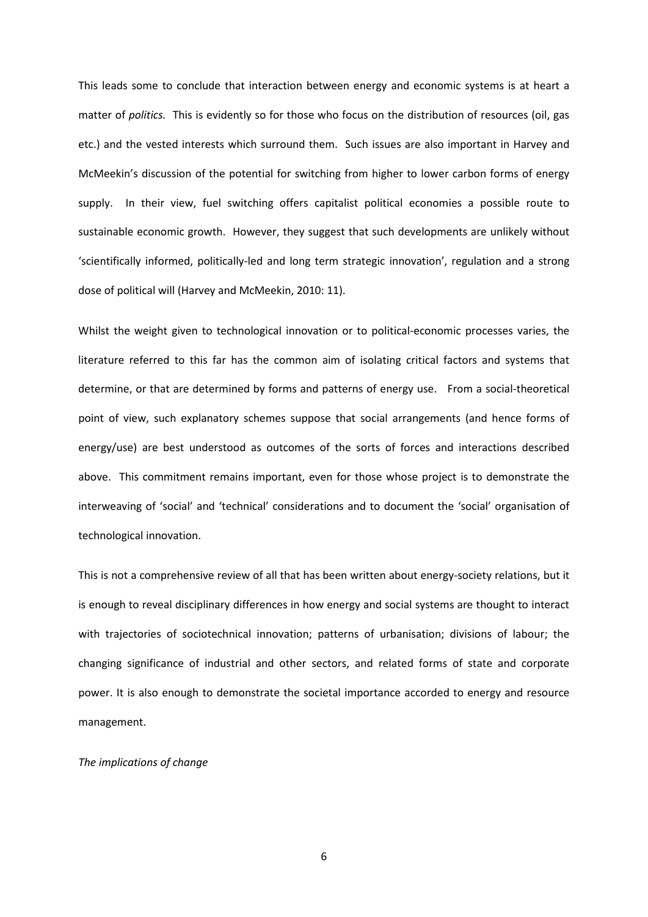This leads some to conclude that interaction between energy and economic systems is at heart a matter of *politics.* This is evidently so for those who focus on the distribution of resources (oil, gas etc.) and the vested interests which surround them. Such issues are also important in Harvey and McMeekin's discussion of the potential for switching from higher to lower carbon forms of energy supply. In their view, fuel switching offers capitalist political economies a possible route to sustainable economic growth. However, they suggest that such developments are unlikely without 'scientifically informed, politically-led and long term strategic innovation', regulation and a strong dose of political will (Harvey and McMeekin, 2010: 11).

Whilst the weight given to technological innovation or to political-economic processes varies, the literature referred to this far has the common aim of isolating critical factors and systems that determine, or that are determined by forms and patterns of energy use. From a social-theoretical point of view, such explanatory schemes suppose that social arrangements (and hence forms of energy/use) are best understood as outcomes of the sorts of forces and interactions described above. This commitment remains important, even for those whose project is to demonstrate the interweaving of 'social' and 'technical' considerations and to document the 'social' organisation of technological innovation.

This is not a comprehensive review of all that has been written about energy-society relations, but it is enough to reveal disciplinary differences in how energy and social systems are thought to interact with trajectories of sociotechnical innovation; patterns of urbanisation; divisions of labour; the changing significance of industrial and other sectors, and related forms of state and corporate power. It is also enough to demonstrate the societal importance accorded to energy and resource management.

*The implications of change*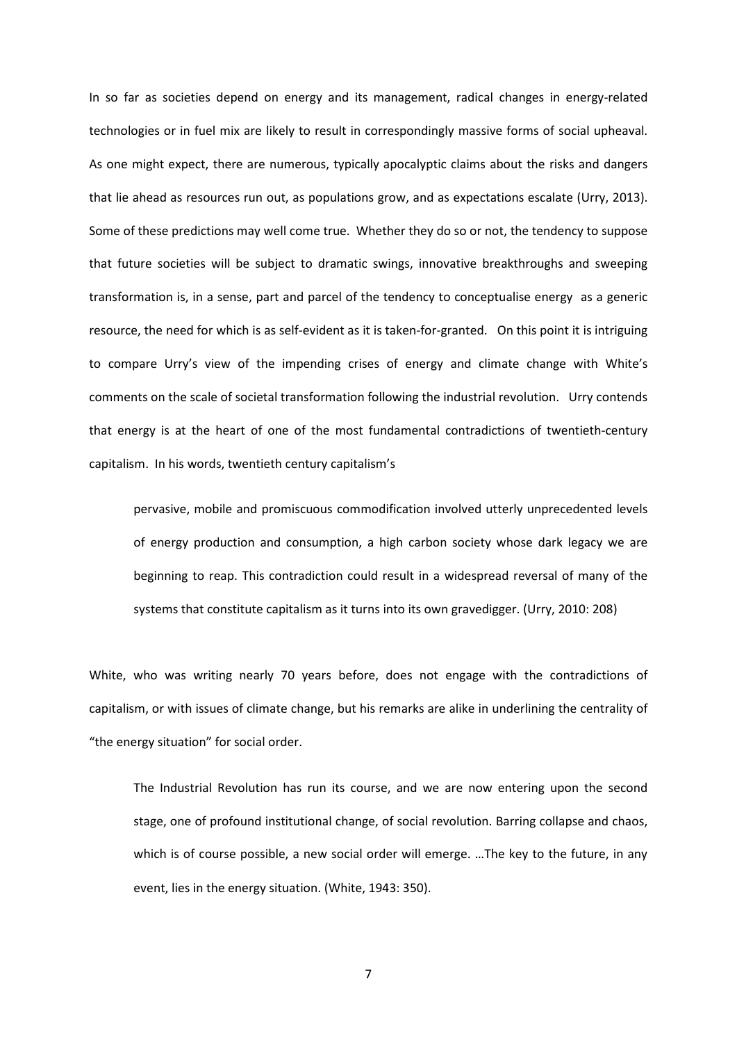In so far as societies depend on energy and its management, radical changes in energy-related technologies or in fuel mix are likely to result in correspondingly massive forms of social upheaval. As one might expect, there are numerous, typically apocalyptic claims about the risks and dangers that lie ahead as resources run out, as populations grow, and as expectations escalate (Urry, 2013). Some of these predictions may well come true. Whether they do so or not, the tendency to suppose that future societies will be subject to dramatic swings, innovative breakthroughs and sweeping transformation is, in a sense, part and parcel of the tendency to conceptualise energy as a generic resource, the need for which is as self-evident as it is taken-for-granted. On this point it is intriguing to compare Urry's view of the impending crises of energy and climate change with White's comments on the scale of societal transformation following the industrial revolution. Urry contends that energy is at the heart of one of the most fundamental contradictions of twentieth-century capitalism. In his words, twentieth century capitalism's

> pervasive, mobile and promiscuous commodification involved utterly unprecedented levels of energy production and consumption, a high carbon society whose dark legacy we are beginning to reap. This contradiction could result in a widespread reversal of many of the systems that constitute capitalism as it turns into its own gravedigger. (Urry, 2010: 208)

White, who was writing nearly 70 years before, does not engage with the contradictions of capitalism, or with issues of climate change, but his remarks are alike in underlining the centrality of "the energy situation" for social order.

> The Industrial Revolution has run its course, and we are now entering upon the second stage, one of profound institutional change, of social revolution. Barring collapse and chaos, which is of course possible, a new social order will emerge. …The key to the future, in any event, lies in the energy situation. (White, 1943: 350).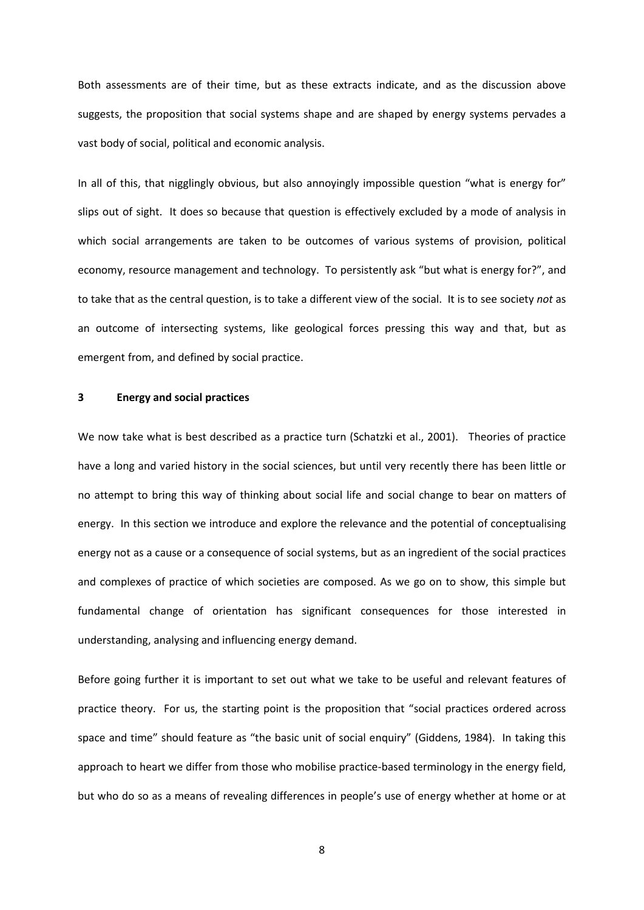Both assessments are of their time, but as these extracts indicate, and as the discussion above suggests, the proposition that social systems shape and are shaped by energy systems pervades a vast body of social, political and economic analysis.

In all of this, that nigglingly obvious, but also annoyingly impossible question "what is energy for" slips out of sight. It does so because that question is effectively excluded by a mode of analysis in which social arrangements are taken to be outcomes of various systems of provision, political economy, resource management and technology. To persistently ask "but what is energy for?", and to take that as the central question, is to take a different view of the social. It is to see society *not* as an outcome of intersecting systems, like geological forces pressing this way and that, but as emergent from, and defined by social practice.

## 3 Energy and social practices

We now take what is best described as a practice turn (Schatzki et al., 2001). Theories of practice have a long and varied history in the social sciences, but until very recently there has been little or no attempt to bring this way of thinking about social life and social change to bear on matters of energy. In this section we introduce and explore the relevance and the potential of conceptualising energy not as a cause or a consequence of social systems, but as an ingredient of the social practices and complexes of practice of which societies are composed. As we go on to show, this simple but fundamental change of orientation has significant consequences for those interested in understanding, analysing and influencing energy demand.

Before going further it is important to set out what we take to be useful and relevant features of practice theory. For us, the starting point is the proposition that "social practices ordered across space and time" should feature as "the basic unit of social enquiry" (Giddens, 1984). In taking this approach to heart we differ from those who mobilise practice-based terminology in the energy field, but who do so as a means of revealing differences in people's use of energy whether at home or at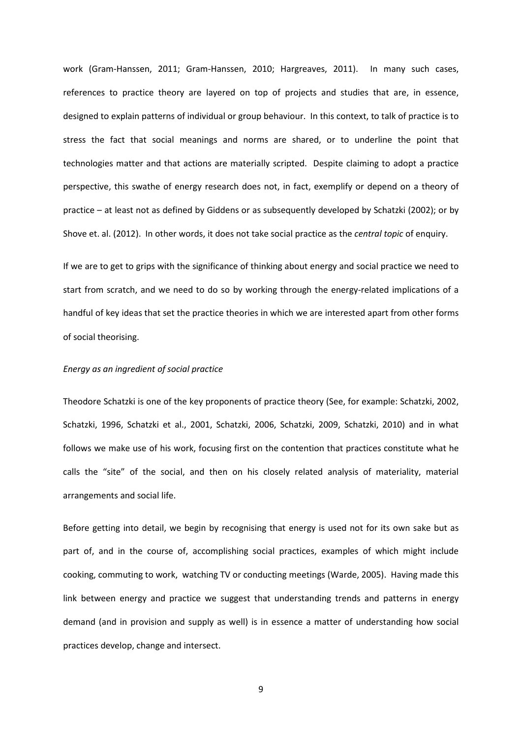work (Gram-Hanssen, 2011; Gram-Hanssen, 2010; Hargreaves, 2011). In many such cases, references to practice theory are layered on top of projects and studies that are, in essence, designed to explain patterns of individual or group behaviour. In this context, to talk of practice is to stress the fact that social meanings and norms are shared, or to underline the point that technologies matter and that actions are materially scripted. Despite claiming to adopt a practice perspective, this swathe of energy research does not, in fact, exemplify or depend on a theory of practice – at least not as defined by Giddens or as subsequently developed by Schatzki (2002); or by Shove et. al. (2012). In other words, it does not take social practice as the *central topic* of enquiry.

If we are to get to grips with the significance of thinking about energy and social practice we need to start from scratch, and we need to do so by working through the energy-related implications of a handful of key ideas that set the practice theories in which we are interested apart from other forms of social theorising.

*Energy as an ingredient of social practice*

Theodore Schatzki is one of the key proponents of practice theory (See, for example: Schatzki, 2002, Schatzki, 1996, Schatzki et al., 2001, Schatzki, 2006, Schatzki, 2009, Schatzki, 2010) and in what follows we make use of his work, focusing first on the contention that practices constitute what he calls the "site" of the social, and then on his closely related analysis of materiality, material arrangements and social life.

Before getting into detail, we begin by recognising that energy is used not for its own sake but as part of, and in the course of, accomplishing social practices, examples of which might include cooking, commuting to work, watching TV or conducting meetings (Warde, 2005). Having made this link between energy and practice we suggest that understanding trends and patterns in energy demand (and in provision and supply as well) is in essence a matter of understanding how social practices develop, change and intersect.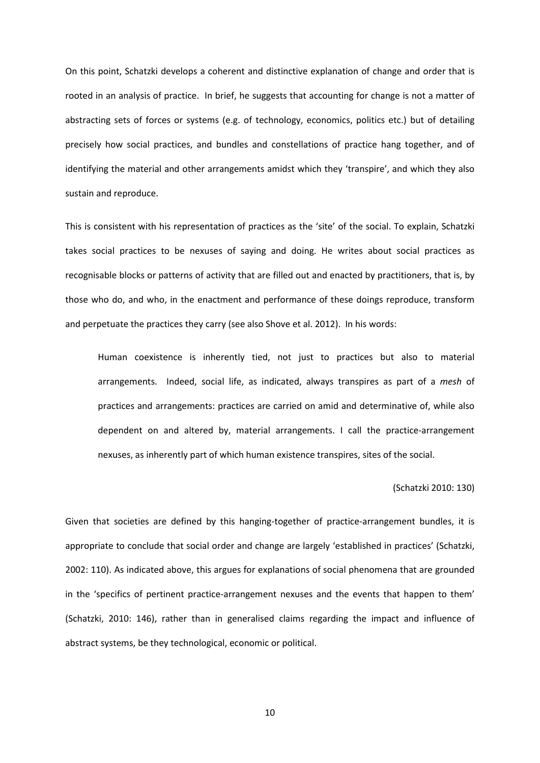On this point, Schatzki develops a coherent and distinctive explanation of change and order that is rooted in an analysis of practice. In brief, he suggests that accounting for change is not a matter of abstracting sets of forces or systems (e.g. of technology, economics, politics etc.) but of detailing precisely how social practices, and bundles and constellations of practice hang together, and of identifying the material and other arrangements amidst which they 'transpire', and which they also sustain and reproduce.

This is consistent with his representation of practices as the 'site' of the social. To explain, Schatzki takes social practices to be nexuses of saying and doing. He writes about social practices as recognisable blocks or patterns of activity that are filled out and enacted by practitioners, that is, by those who do, and who, in the enactment and performance of these doings reproduce, transform and perpetuate the practices they carry (see also Shove et al. 2012). In his words:

> Human coexistence is inherently tied, not just to practices but also to material arrangements. Indeed, social life, as indicated, always transpires as part of a *mesh* of practices and arrangements: practices are carried on amid and determinative of, while also dependent on and altered by, material arrangements. I call the practice-arrangement nexuses, as inherently part of which human existence transpires, sites of the social.
>
> (Schatzki 2010: 130)

Given that societies are defined by this hanging-together of practice-arrangement bundles, it is appropriate to conclude that social order and change are largely 'established in practices' (Schatzki, 2002: 110). As indicated above, this argues for explanations of social phenomena that are grounded in the 'specifics of pertinent practice-arrangement nexuses and the events that happen to them' (Schatzki, 2010: 146), rather than in generalised claims regarding the impact and influence of abstract systems, be they technological, economic or political.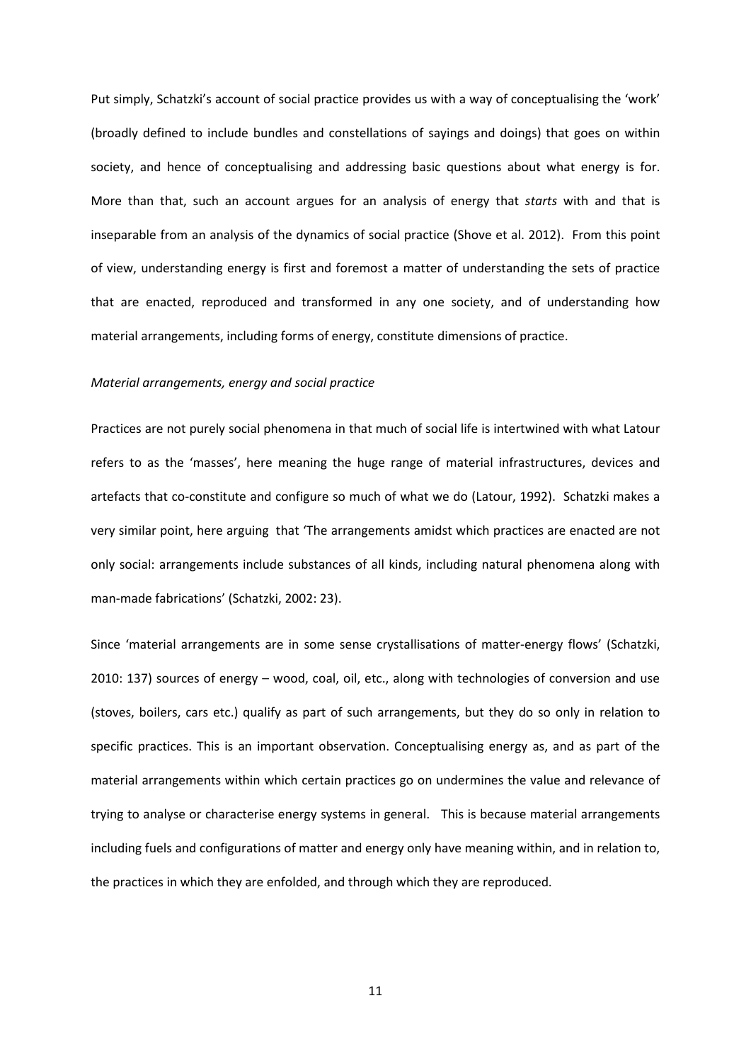Put simply, Schatzki's account of social practice provides us with a way of conceptualising the 'work' (broadly defined to include bundles and constellations of sayings and doings) that goes on within society, and hence of conceptualising and addressing basic questions about what energy is for. More than that, such an account argues for an analysis of energy that *starts* with and that is inseparable from an analysis of the dynamics of social practice (Shove et al. 2012). From this point of view, understanding energy is first and foremost a matter of understanding the sets of practice that are enacted, reproduced and transformed in any one society, and of understanding how material arrangements, including forms of energy, constitute dimensions of practice.

*Material arrangements, energy and social practice*

Practices are not purely social phenomena in that much of social life is intertwined with what Latour refers to as the 'masses', here meaning the huge range of material infrastructures, devices and artefacts that co-constitute and configure so much of what we do (Latour, 1992). Schatzki makes a very similar point, here arguing that 'The arrangements amidst which practices are enacted are not only social: arrangements include substances of all kinds, including natural phenomena along with man-made fabrications' (Schatzki, 2002: 23).

Since 'material arrangements are in some sense crystallisations of matter-energy flows' (Schatzki, 2010: 137) sources of energy – wood, coal, oil, etc., along with technologies of conversion and use (stoves, boilers, cars etc.) qualify as part of such arrangements, but they do so only in relation to specific practices. This is an important observation. Conceptualising energy as, and as part of the material arrangements within which certain practices go on undermines the value and relevance of trying to analyse or characterise energy systems in general. This is because material arrangements including fuels and configurations of matter and energy only have meaning within, and in relation to, the practices in which they are enfolded, and through which they are reproduced.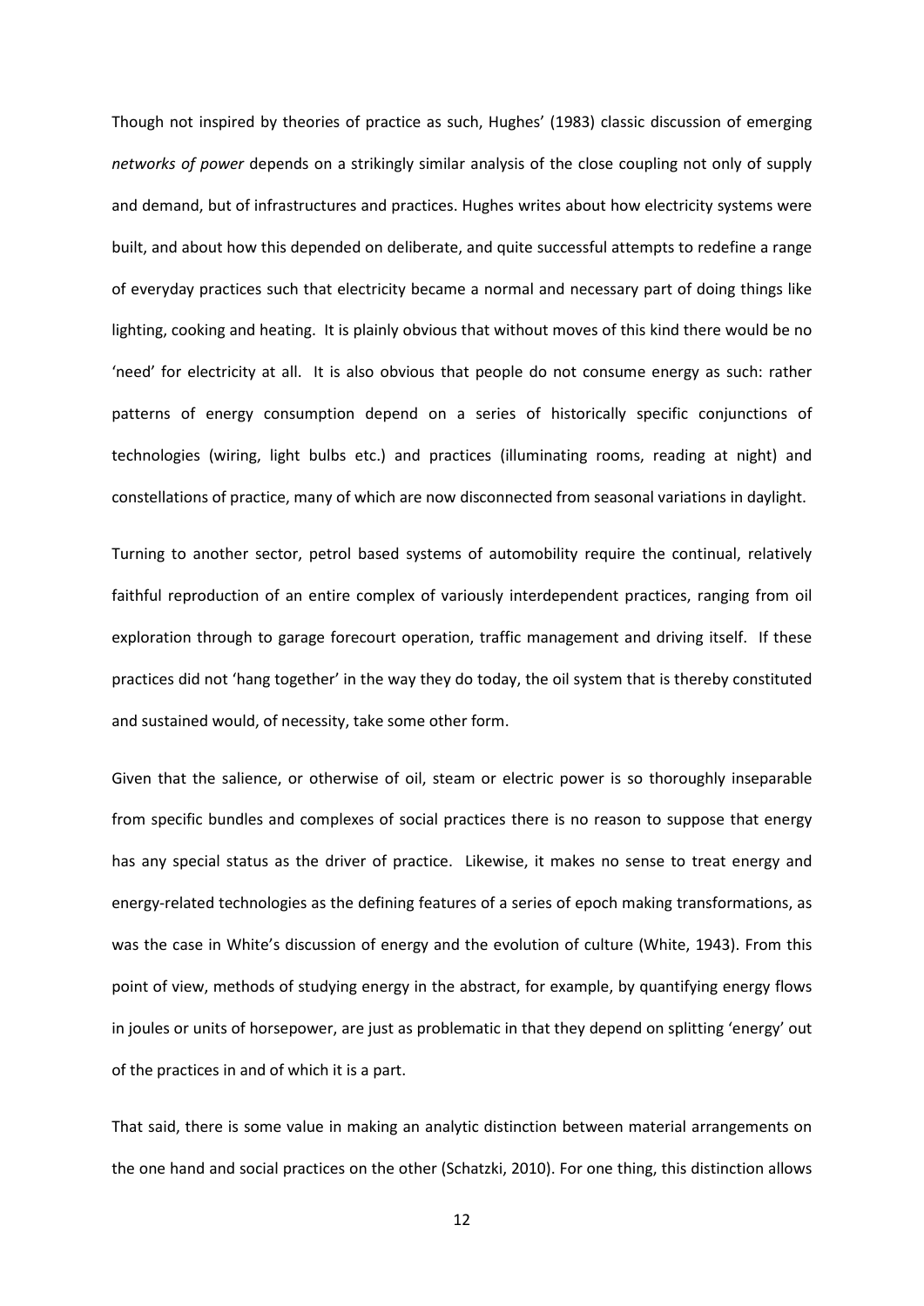Though not inspired by theories of practice as such, Hughes' (1983) classic discussion of emerging *networks of power* depends on a strikingly similar analysis of the close coupling not only of supply and demand, but of infrastructures and practices. Hughes writes about how electricity systems were built, and about how this depended on deliberate, and quite successful attempts to redefine a range of everyday practices such that electricity became a normal and necessary part of doing things like lighting, cooking and heating. It is plainly obvious that without moves of this kind there would be no 'need' for electricity at all. It is also obvious that people do not consume energy as such: rather patterns of energy consumption depend on a series of historically specific conjunctions of technologies (wiring, light bulbs etc.) and practices (illuminating rooms, reading at night) and constellations of practice, many of which are now disconnected from seasonal variations in daylight.

Turning to another sector, petrol based systems of automobility require the continual, relatively faithful reproduction of an entire complex of variously interdependent practices, ranging from oil exploration through to garage forecourt operation, traffic management and driving itself. If these practices did not 'hang together' in the way they do today, the oil system that is thereby constituted and sustained would, of necessity, take some other form.

Given that the salience, or otherwise of oil, steam or electric power is so thoroughly inseparable from specific bundles and complexes of social practices there is no reason to suppose that energy has any special status as the driver of practice. Likewise, it makes no sense to treat energy and energy-related technologies as the defining features of a series of epoch making transformations, as was the case in White's discussion of energy and the evolution of culture (White, 1943). From this point of view, methods of studying energy in the abstract, for example, by quantifying energy flows in joules or units of horsepower, are just as problematic in that they depend on splitting 'energy' out of the practices in and of which it is a part.

That said, there is some value in making an analytic distinction between material arrangements on the one hand and social practices on the other (Schatzki, 2010). For one thing, this distinction allows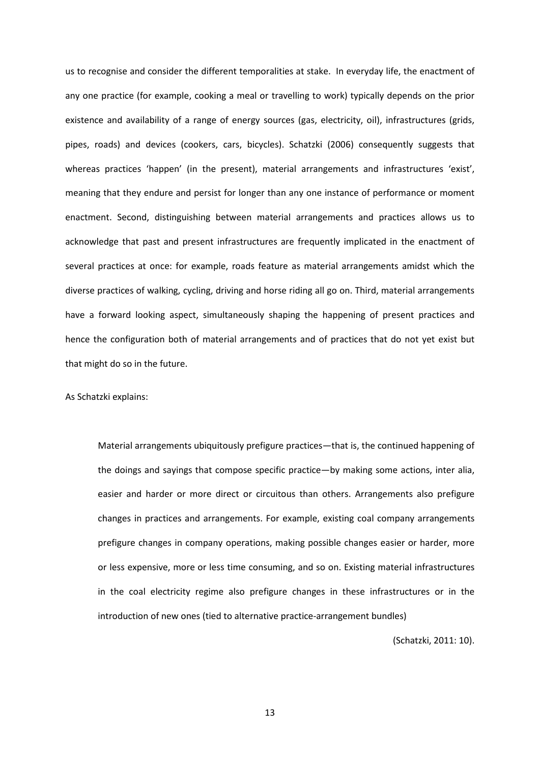us to recognise and consider the different temporalities at stake. In everyday life, the enactment of any one practice (for example, cooking a meal or travelling to work) typically depends on the prior existence and availability of a range of energy sources (gas, electricity, oil), infrastructures (grids, pipes, roads) and devices (cookers, cars, bicycles). Schatzki (2006) consequently suggests that whereas practices 'happen' (in the present), material arrangements and infrastructures 'exist', meaning that they endure and persist for longer than any one instance of performance or moment enactment. Second, distinguishing between material arrangements and practices allows us to acknowledge that past and present infrastructures are frequently implicated in the enactment of several practices at once: for example, roads feature as material arrangements amidst which the diverse practices of walking, cycling, driving and horse riding all go on. Third, material arrangements have a forward looking aspect, simultaneously shaping the happening of present practices and hence the configuration both of material arrangements and of practices that do not yet exist but that might do so in the future.

As Schatzki explains:

> Material arrangements ubiquitously prefigure practices—that is, the continued happening of the doings and sayings that compose specific practice—by making some actions, inter alia, easier and harder or more direct or circuitous than others. Arrangements also prefigure changes in practices and arrangements. For example, existing coal company arrangements prefigure changes in company operations, making possible changes easier or harder, more or less expensive, more or less time consuming, and so on. Existing material infrastructures in the coal electricity regime also prefigure changes in these infrastructures or in the introduction of new ones (tied to alternative practice-arrangement bundles)
>
> (Schatzki, 2011: 10).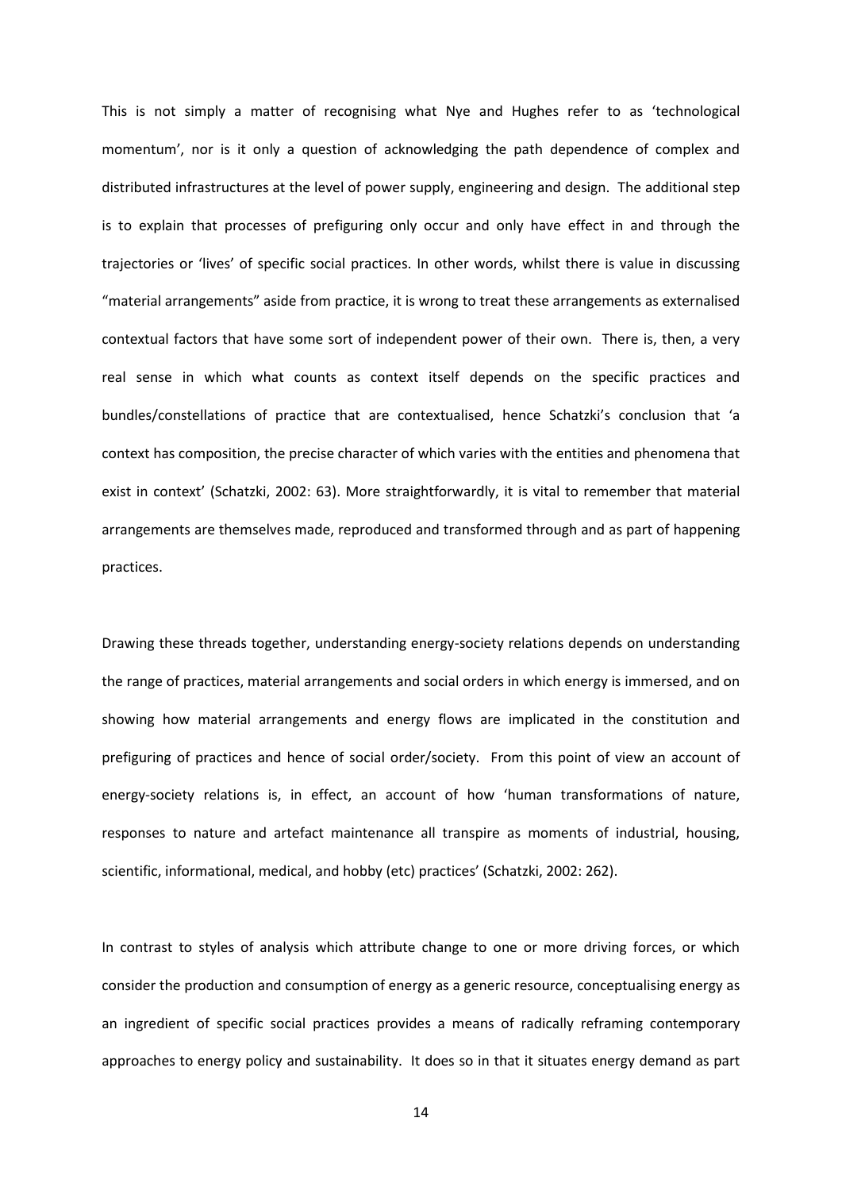This is not simply a matter of recognising what Nye and Hughes refer to as 'technological momentum', nor is it only a question of acknowledging the path dependence of complex and distributed infrastructures at the level of power supply, engineering and design. The additional step is to explain that processes of prefiguring only occur and only have effect in and through the trajectories or 'lives' of specific social practices. In other words, whilst there is value in discussing "material arrangements" aside from practice, it is wrong to treat these arrangements as externalised contextual factors that have some sort of independent power of their own. There is, then, a very real sense in which what counts as context itself depends on the specific practices and bundles/constellations of practice that are contextualised, hence Schatzki's conclusion that 'a context has composition, the precise character of which varies with the entities and phenomena that exist in context' (Schatzki, 2002: 63). More straightforwardly, it is vital to remember that material arrangements are themselves made, reproduced and transformed through and as part of happening practices.

Drawing these threads together, understanding energy-society relations depends on understanding the range of practices, material arrangements and social orders in which energy is immersed, and on showing how material arrangements and energy flows are implicated in the constitution and prefiguring of practices and hence of social order/society. From this point of view an account of energy-society relations is, in effect, an account of how 'human transformations of nature, responses to nature and artefact maintenance all transpire as moments of industrial, housing, scientific, informational, medical, and hobby (etc) practices' (Schatzki, 2002: 262).

In contrast to styles of analysis which attribute change to one or more driving forces, or which consider the production and consumption of energy as a generic resource, conceptualising energy as an ingredient of specific social practices provides a means of radically reframing contemporary approaches to energy policy and sustainability. It does so in that it situates energy demand as part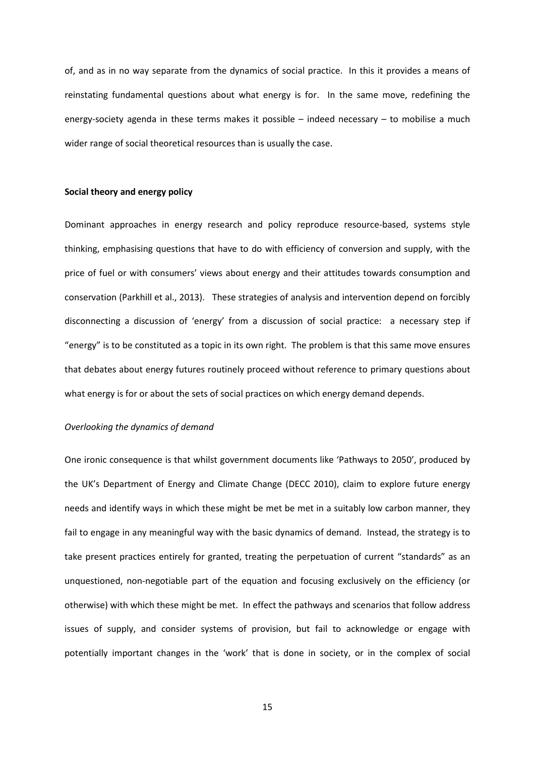of, and as in no way separate from the dynamics of social practice. In this it provides a means of reinstating fundamental questions about what energy is for. In the same move, redefining the energy-society agenda in these terms makes it possible – indeed necessary – to mobilise a much wider range of social theoretical resources than is usually the case.

**Social theory and energy policy**

Dominant approaches in energy research and policy reproduce resource-based, systems style thinking, emphasising questions that have to do with efficiency of conversion and supply, with the price of fuel or with consumers' views about energy and their attitudes towards consumption and conservation (Parkhill et al., 2013). These strategies of analysis and intervention depend on forcibly disconnecting a discussion of 'energy' from a discussion of social practice: a necessary step if "energy" is to be constituted as a topic in its own right. The problem is that this same move ensures that debates about energy futures routinely proceed without reference to primary questions about what energy is for or about the sets of social practices on which energy demand depends.

*Overlooking the dynamics of demand*

One ironic consequence is that whilst government documents like 'Pathways to 2050', produced by the UK's Department of Energy and Climate Change (DECC 2010), claim to explore future energy needs and identify ways in which these might be met be met in a suitably low carbon manner, they fail to engage in any meaningful way with the basic dynamics of demand. Instead, the strategy is to take present practices entirely for granted, treating the perpetuation of current "standards" as an unquestioned, non-negotiable part of the equation and focusing exclusively on the efficiency (or otherwise) with which these might be met. In effect the pathways and scenarios that follow address issues of supply, and consider systems of provision, but fail to acknowledge or engage with potentially important changes in the 'work' that is done in society, or in the complex of social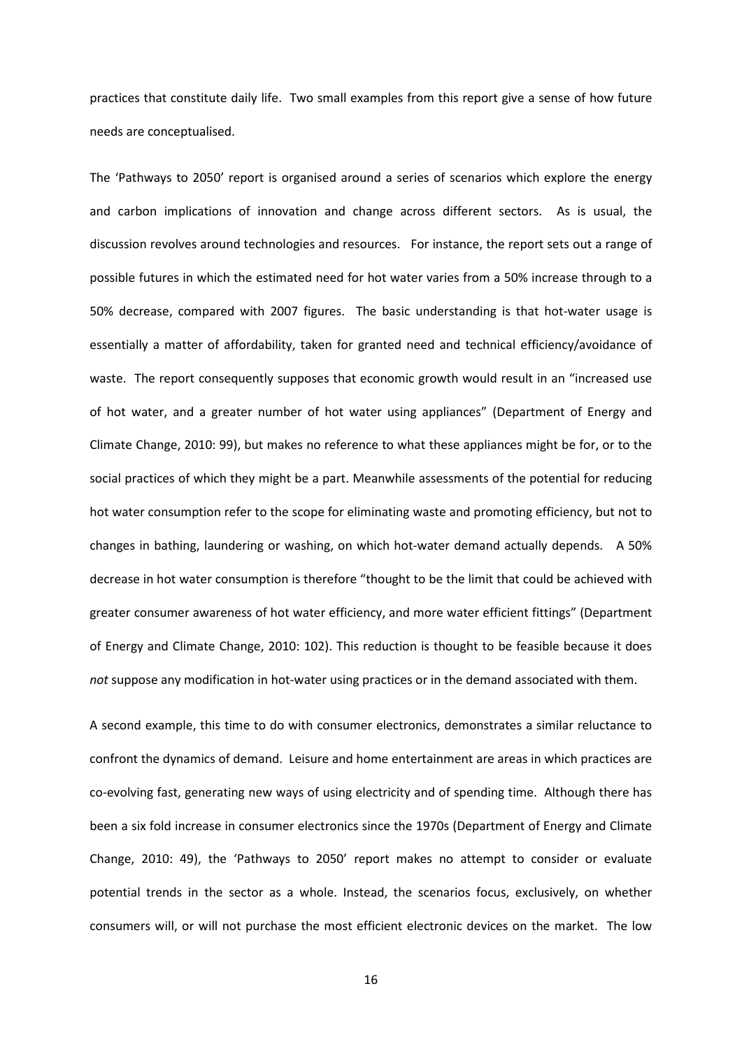practices that constitute daily life. Two small examples from this report give a sense of how future needs are conceptualised.

The 'Pathways to 2050' report is organised around a series of scenarios which explore the energy and carbon implications of innovation and change across different sectors. As is usual, the discussion revolves around technologies and resources. For instance, the report sets out a range of possible futures in which the estimated need for hot water varies from a 50% increase through to a 50% decrease, compared with 2007 figures. The basic understanding is that hot-water usage is essentially a matter of affordability, taken for granted need and technical efficiency/avoidance of waste. The report consequently supposes that economic growth would result in an "increased use of hot water, and a greater number of hot water using appliances" (Department of Energy and Climate Change, 2010: 99), but makes no reference to what these appliances might be for, or to the social practices of which they might be a part. Meanwhile assessments of the potential for reducing hot water consumption refer to the scope for eliminating waste and promoting efficiency, but not to changes in bathing, laundering or washing, on which hot-water demand actually depends. A 50% decrease in hot water consumption is therefore "thought to be the limit that could be achieved with greater consumer awareness of hot water efficiency, and more water efficient fittings" (Department of Energy and Climate Change, 2010: 102). This reduction is thought to be feasible because it does *not* suppose any modification in hot-water using practices or in the demand associated with them.

A second example, this time to do with consumer electronics, demonstrates a similar reluctance to confront the dynamics of demand. Leisure and home entertainment are areas in which practices are co-evolving fast, generating new ways of using electricity and of spending time. Although there has been a six fold increase in consumer electronics since the 1970s (Department of Energy and Climate Change, 2010: 49), the 'Pathways to 2050' report makes no attempt to consider or evaluate potential trends in the sector as a whole. Instead, the scenarios focus, exclusively, on whether consumers will, or will not purchase the most efficient electronic devices on the market. The low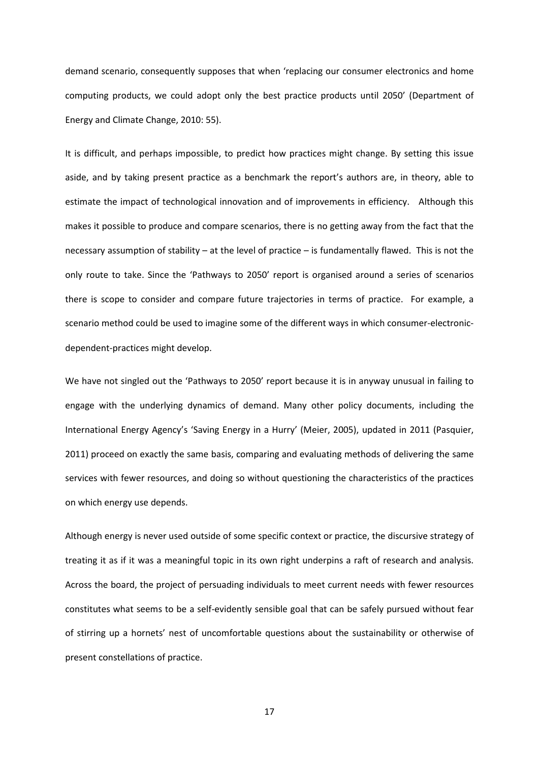demand scenario, consequently supposes that when 'replacing our consumer electronics and home computing products, we could adopt only the best practice products until 2050' (Department of Energy and Climate Change, 2010: 55).

It is difficult, and perhaps impossible, to predict how practices might change. By setting this issue aside, and by taking present practice as a benchmark the report's authors are, in theory, able to estimate the impact of technological innovation and of improvements in efficiency. Although this makes it possible to produce and compare scenarios, there is no getting away from the fact that the necessary assumption of stability – at the level of practice – is fundamentally flawed. This is not the only route to take. Since the 'Pathways to 2050' report is organised around a series of scenarios there is scope to consider and compare future trajectories in terms of practice. For example, a scenario method could be used to imagine some of the different ways in which consumer-electronic-dependent-practices might develop.

We have not singled out the 'Pathways to 2050' report because it is in anyway unusual in failing to engage with the underlying dynamics of demand. Many other policy documents, including the International Energy Agency's 'Saving Energy in a Hurry' (Meier, 2005), updated in 2011 (Pasquier, 2011) proceed on exactly the same basis, comparing and evaluating methods of delivering the same services with fewer resources, and doing so without questioning the characteristics of the practices on which energy use depends.

Although energy is never used outside of some specific context or practice, the discursive strategy of treating it as if it was a meaningful topic in its own right underpins a raft of research and analysis. Across the board, the project of persuading individuals to meet current needs with fewer resources constitutes what seems to be a self-evidently sensible goal that can be safely pursued without fear of stirring up a hornets' nest of uncomfortable questions about the sustainability or otherwise of present constellations of practice.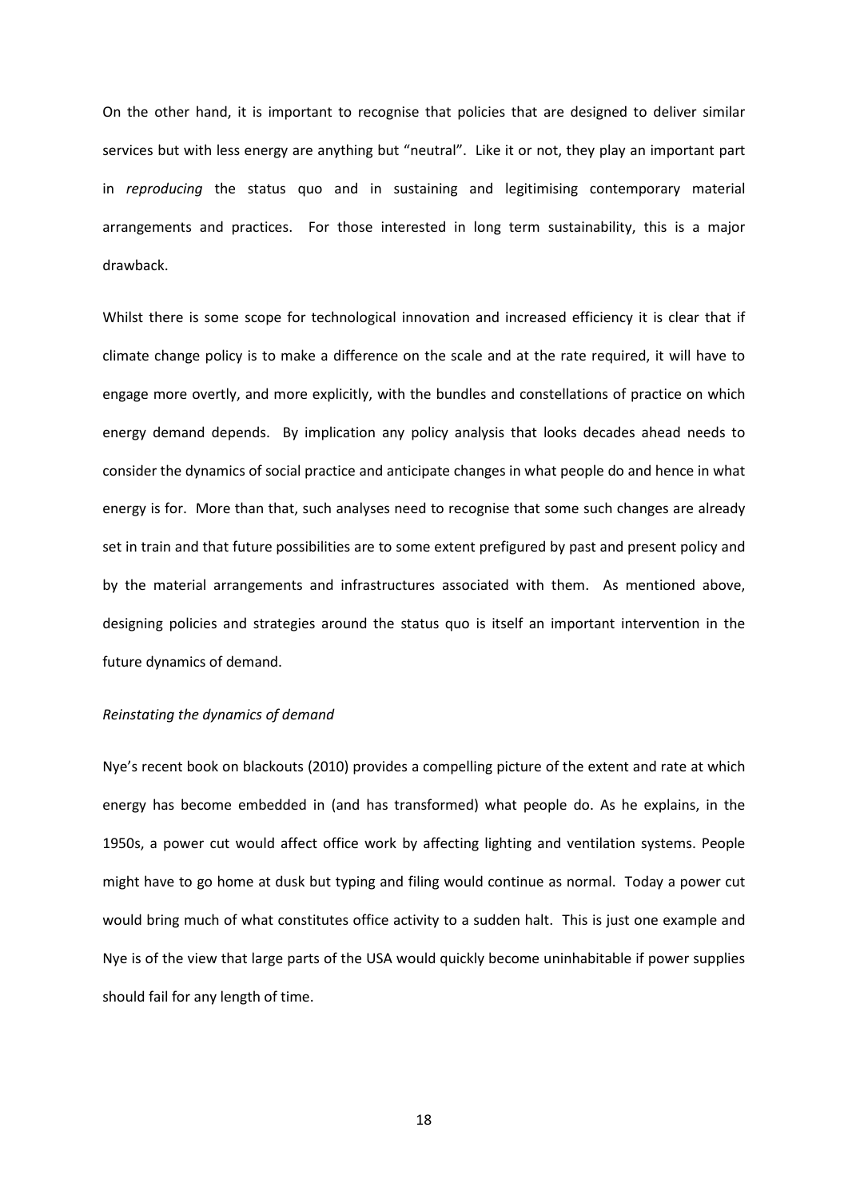On the other hand, it is important to recognise that policies that are designed to deliver similar services but with less energy are anything but "neutral". Like it or not, they play an important part in *reproducing* the status quo and in sustaining and legitimising contemporary material arrangements and practices. For those interested in long term sustainability, this is a major drawback.

Whilst there is some scope for technological innovation and increased efficiency it is clear that if climate change policy is to make a difference on the scale and at the rate required, it will have to engage more overtly, and more explicitly, with the bundles and constellations of practice on which energy demand depends. By implication any policy analysis that looks decades ahead needs to consider the dynamics of social practice and anticipate changes in what people do and hence in what energy is for. More than that, such analyses need to recognise that some such changes are already set in train and that future possibilities are to some extent prefigured by past and present policy and by the material arrangements and infrastructures associated with them. As mentioned above, designing policies and strategies around the status quo is itself an important intervention in the future dynamics of demand.

*Reinstating the dynamics of demand*

Nye's recent book on blackouts (2010) provides a compelling picture of the extent and rate at which energy has become embedded in (and has transformed) what people do. As he explains, in the 1950s, a power cut would affect office work by affecting lighting and ventilation systems. People might have to go home at dusk but typing and filing would continue as normal. Today a power cut would bring much of what constitutes office activity to a sudden halt. This is just one example and Nye is of the view that large parts of the USA would quickly become uninhabitable if power supplies should fail for any length of time.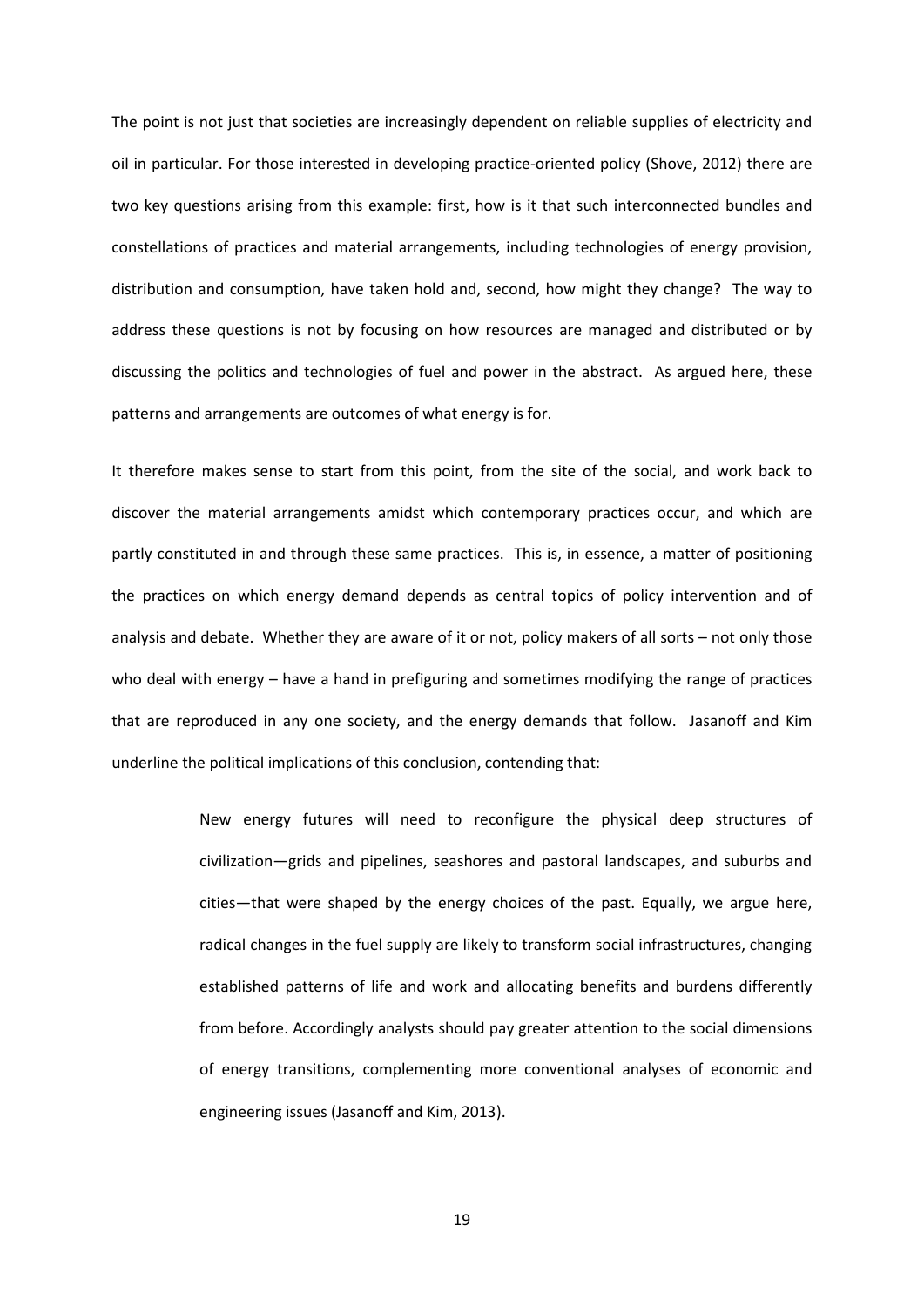The point is not just that societies are increasingly dependent on reliable supplies of electricity and oil in particular. For those interested in developing practice-oriented policy (Shove, 2012) there are two key questions arising from this example: first, how is it that such interconnected bundles and constellations of practices and material arrangements, including technologies of energy provision, distribution and consumption, have taken hold and, second, how might they change? The way to address these questions is not by focusing on how resources are managed and distributed or by discussing the politics and technologies of fuel and power in the abstract. As argued here, these patterns and arrangements are outcomes of what energy is for.

It therefore makes sense to start from this point, from the site of the social, and work back to discover the material arrangements amidst which contemporary practices occur, and which are partly constituted in and through these same practices. This is, in essence, a matter of positioning the practices on which energy demand depends as central topics of policy intervention and of analysis and debate. Whether they are aware of it or not, policy makers of all sorts – not only those who deal with energy – have a hand in prefiguring and sometimes modifying the range of practices that are reproduced in any one society, and the energy demands that follow. Jasanoff and Kim underline the political implications of this conclusion, contending that:

> New energy futures will need to reconfigure the physical deep structures of civilization—grids and pipelines, seashores and pastoral landscapes, and suburbs and cities—that were shaped by the energy choices of the past. Equally, we argue here, radical changes in the fuel supply are likely to transform social infrastructures, changing established patterns of life and work and allocating benefits and burdens differently from before. Accordingly analysts should pay greater attention to the social dimensions of energy transitions, complementing more conventional analyses of economic and engineering issues (Jasanoff and Kim, 2013).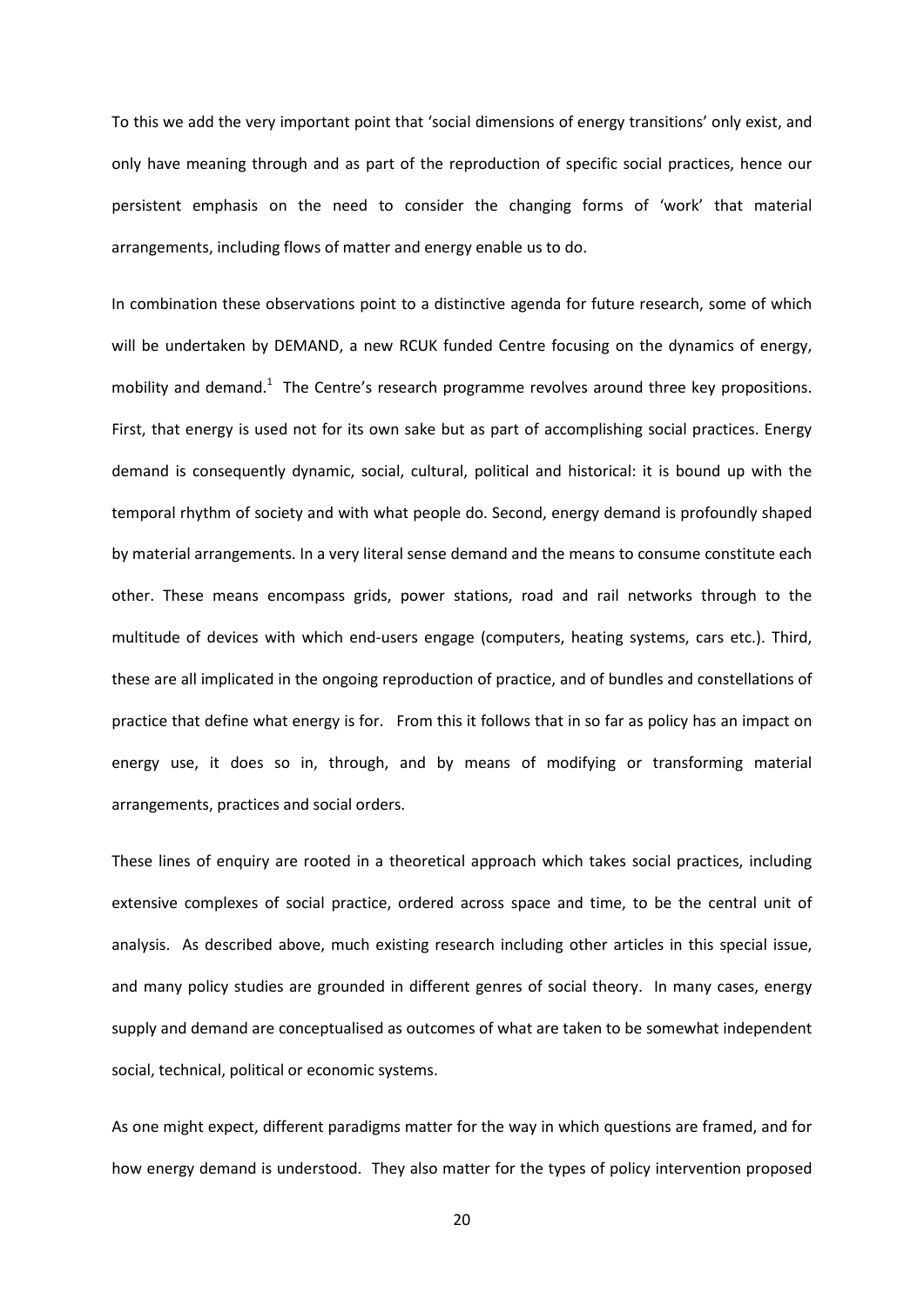To this we add the very important point that 'social dimensions of energy transitions' only exist, and only have meaning through and as part of the reproduction of specific social practices, hence our persistent emphasis on the need to consider the changing forms of 'work' that material arrangements, including flows of matter and energy enable us to do.

In combination these observations point to a distinctive agenda for future research, some of which will be undertaken by DEMAND, a new RCUK funded Centre focusing on the dynamics of energy, mobility and demand.[1] The Centre's research programme revolves around three key propositions. First, that energy is used not for its own sake but as part of accomplishing social practices. Energy demand is consequently dynamic, social, cultural, political and historical: it is bound up with the temporal rhythm of society and with what people do. Second, energy demand is profoundly shaped by material arrangements. In a very literal sense demand and the means to consume constitute each other. These means encompass grids, power stations, road and rail networks through to the multitude of devices with which end-users engage (computers, heating systems, cars etc.). Third, these are all implicated in the ongoing reproduction of practice, and of bundles and constellations of practice that define what energy is for. From this it follows that in so far as policy has an impact on energy use, it does so in, through, and by means of modifying or transforming material arrangements, practices and social orders.

These lines of enquiry are rooted in a theoretical approach which takes social practices, including extensive complexes of social practice, ordered across space and time, to be the central unit of analysis. As described above, much existing research including other articles in this special issue, and many policy studies are grounded in different genres of social theory. In many cases, energy supply and demand are conceptualised as outcomes of what are taken to be somewhat independent social, technical, political or economic systems.

As one might expect, different paradigms matter for the way in which questions are framed, and for how energy demand is understood. They also matter for the types of policy intervention proposed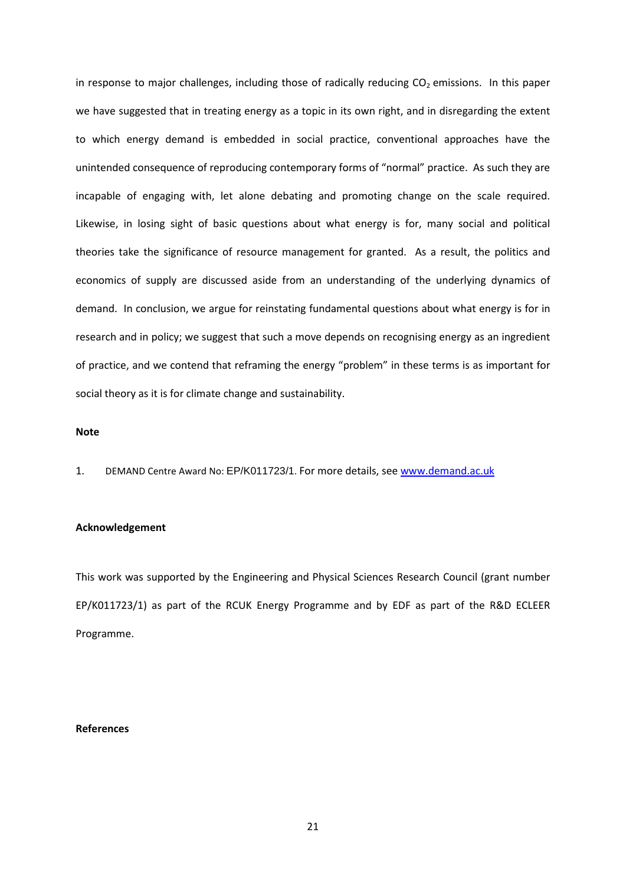in response to major challenges, including those of radically reducing $CO_2$ emissions. In this paper we have suggested that in treating energy as a topic in its own right, and in disregarding the extent to which energy demand is embedded in social practice, conventional approaches have the unintended consequence of reproducing contemporary forms of "normal" practice. As such they are incapable of engaging with, let alone debating and promoting change on the scale required. Likewise, in losing sight of basic questions about what energy is for, many social and political theories take the significance of resource management for granted. As a result, the politics and economics of supply are discussed aside from an understanding of the underlying dynamics of demand. In conclusion, we argue for reinstating fundamental questions about what energy is for in research and in policy; we suggest that such a move depends on recognising energy as an ingredient of practice, and we contend that reframing the energy "problem" in these terms is as important for social theory as it is for climate change and sustainability.

**Note**

1. DEMAND Centre Award No: EP/K011723/1. For more details, see [www.demand.ac.uk](http://www.demand.ac.uk)

**Acknowledgement**

This work was supported by the Engineering and Physical Sciences Research Council (grant number EP/K011723/1) as part of the RCUK Energy Programme and by EDF as part of the R&D ECLEER Programme.

**References**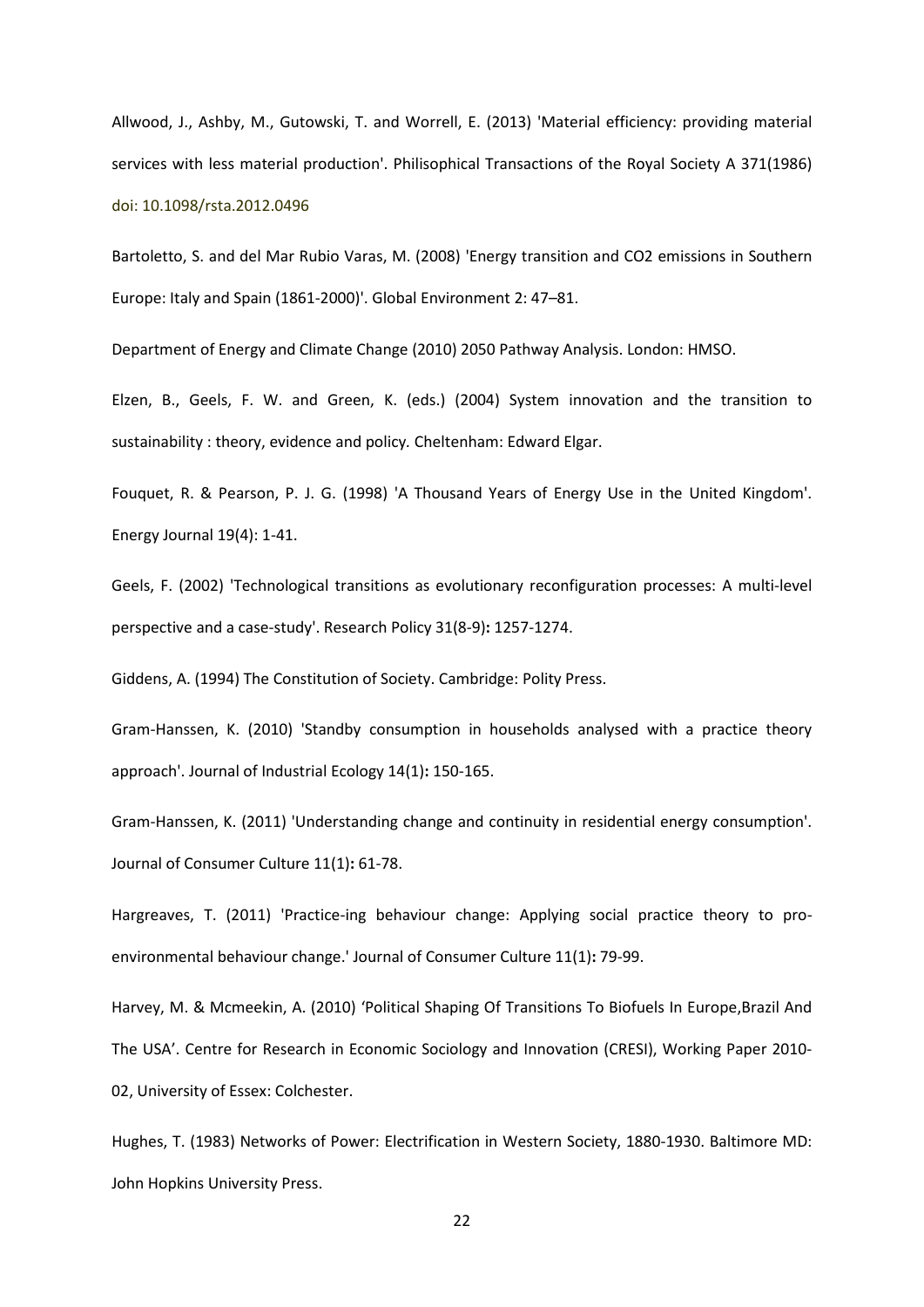Allwood, J., Ashby, M., Gutowski, T. and Worrell, E. (2013) 'Material efficiency: providing material services with less material production'. Philisophical Transactions of the Royal Society A 371(1986) doi: 10.1098/rsta.2012.0496

Bartoletto, S. and del Mar Rubio Varas, M. (2008) 'Energy transition and CO2 emissions in Southern Europe: Italy and Spain (1861-2000)'. Global Environment 2: 47–81.

Department of Energy and Climate Change (2010) 2050 Pathway Analysis. London: HMSO.

Elzen, B., Geels, F. W. and Green, K. (eds.) (2004) System innovation and the transition to sustainability : theory, evidence and policy. Cheltenham: Edward Elgar.

Fouquet, R. & Pearson, P. J. G. (1998) 'A Thousand Years of Energy Use in the United Kingdom'. Energy Journal 19(4): 1-41.

Geels, F. (2002) 'Technological transitions as evolutionary reconfiguration processes: A multi-level perspective and a case-study'. Research Policy 31(8-9)**:** 1257-1274.

Giddens, A. (1994) The Constitution of Society. Cambridge: Polity Press.

Gram-Hanssen, K. (2010) 'Standby consumption in households analysed with a practice theory approach'. Journal of Industrial Ecology 14(1)**:** 150-165.

Gram-Hanssen, K. (2011) 'Understanding change and continuity in residential energy consumption'. Journal of Consumer Culture 11(1)**:** 61-78.

Hargreaves, T. (2011) 'Practice-ing behaviour change: Applying social practice theory to pro-environmental behaviour change.' Journal of Consumer Culture 11(1)**:** 79-99.

Harvey, M. & Mcmeekin, A. (2010) 'Political Shaping Of Transitions To Biofuels In Europe,Brazil And The USA'. Centre for Research in Economic Sociology and Innovation (CRESI), Working Paper 2010-02, University of Essex: Colchester.

Hughes, T. (1983) Networks of Power: Electrification in Western Society, 1880-1930. Baltimore MD: John Hopkins University Press.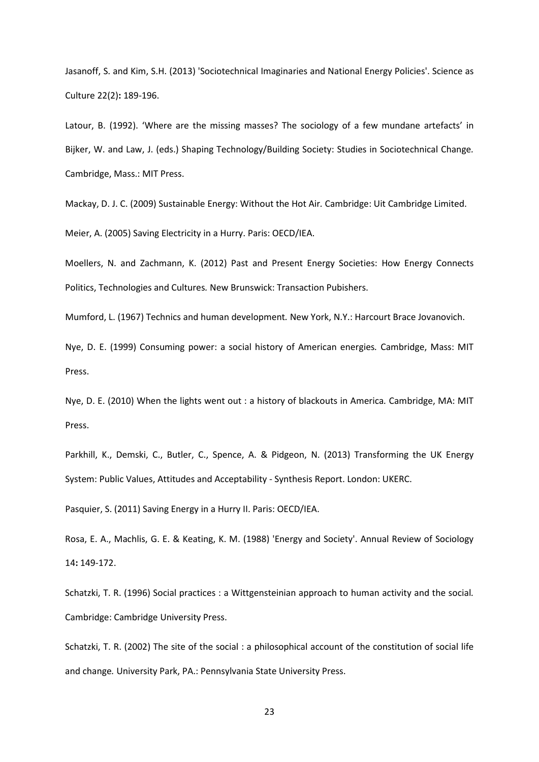Jasanoff, S. and Kim, S.H. (2013) 'Sociotechnical Imaginaries and National Energy Policies'. Science as Culture 22(2)**:** 189-196.

Latour, B. (1992). 'Where are the missing masses? The sociology of a few mundane artefacts' in Bijker, W. and Law, J. (eds.) Shaping Technology/Building Society: Studies in Sociotechnical Change*.* Cambridge, Mass.: MIT Press.

Mackay, D. J. C. (2009) Sustainable Energy: Without the Hot Air*.* Cambridge: Uit Cambridge Limited.

Meier, A. (2005) Saving Electricity in a Hurry. Paris: OECD/IEA.

Moellers, N. and Zachmann, K. (2012) Past and Present Energy Societies: How Energy Connects Politics, Technologies and Cultures*.* New Brunswick: Transaction Pubishers.

Mumford, L. (1967) Technics and human development*.* New York, N.Y.: Harcourt Brace Jovanovich.

Nye, D. E. (1999) Consuming power: a social history of American energies*.* Cambridge, Mass: MIT Press.

Nye, D. E. (2010) When the lights went out : a history of blackouts in America*.* Cambridge, MA: MIT Press.

Parkhill, K., Demski, C., Butler, C., Spence, A. & Pidgeon, N. (2013) Transforming the UK Energy System: Public Values, Attitudes and Acceptability - Synthesis Report. London: UKERC.

Pasquier, S. (2011) Saving Energy in a Hurry II. Paris: OECD/IEA.

Rosa, E. A., Machlis, G. E. & Keating, K. M. (1988) 'Energy and Society'. Annual Review of Sociology 14**:** 149-172.

Schatzki, T. R. (1996) Social practices : a Wittgensteinian approach to human activity and the social*.* Cambridge: Cambridge University Press.

Schatzki, T. R. (2002) The site of the social : a philosophical account of the constitution of social life and change*.* University Park, PA.: Pennsylvania State University Press.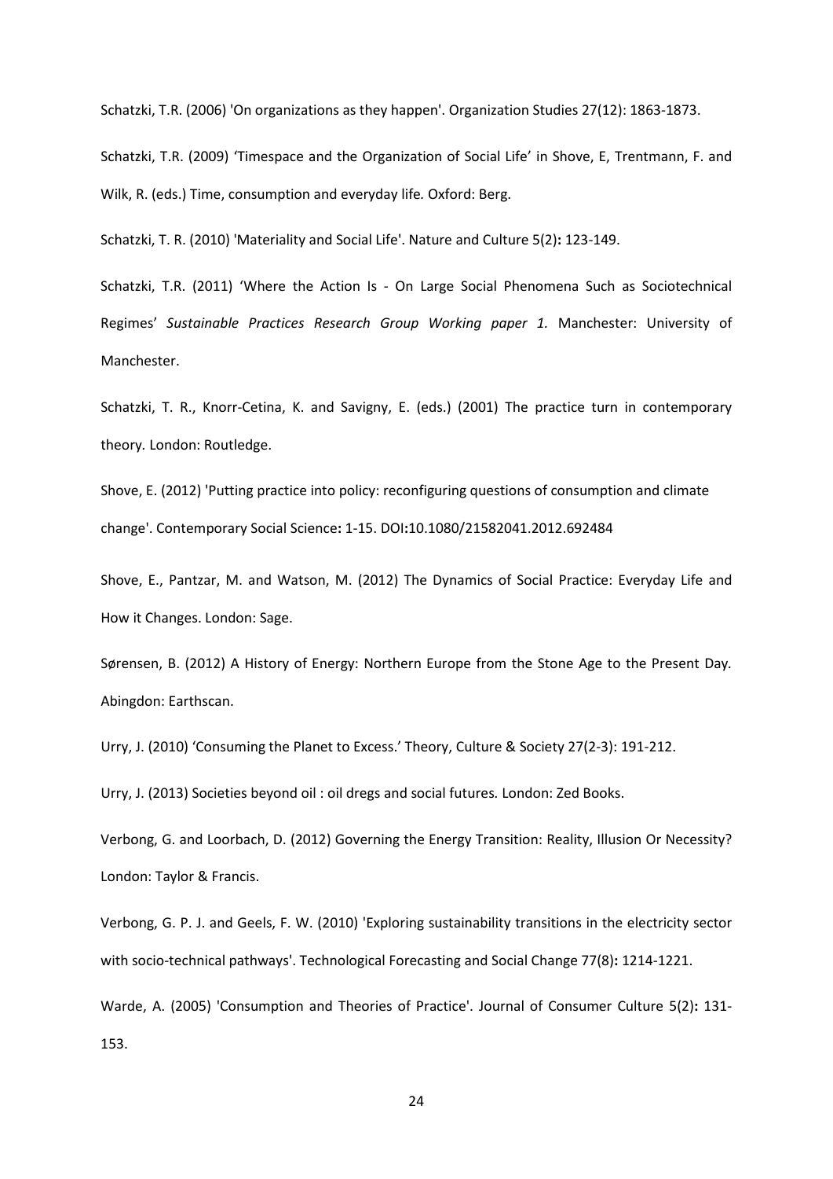Schatzki, T.R. (2006) 'On organizations as they happen'. Organization Studies 27(12): 1863-1873.

Schatzki, T.R. (2009) 'Timespace and the Organization of Social Life' in Shove, E, Trentmann, F. and Wilk, R. (eds.) Time, consumption and everyday life*.* Oxford: Berg.

Schatzki, T. R. (2010) 'Materiality and Social Life'. Nature and Culture 5(2)**:** 123-149.

Schatzki, T.R. (2011) 'Where the Action Is - On Large Social Phenomena Such as Sociotechnical Regimes' *Sustainable Practices Research Group Working paper 1.* Manchester: University of Manchester.

Schatzki, T. R., Knorr-Cetina, K. and Savigny, E. (eds.) (2001) The practice turn in contemporary theory*.* London: Routledge.

Shove, E. (2012) 'Putting practice into policy: reconfiguring questions of consumption and climate change'. Contemporary Social Science**:** 1-15. DOI**:**10.1080/21582041.2012.692484

Shove, E., Pantzar, M. and Watson, M. (2012) The Dynamics of Social Practice: Everyday Life and How it Changes. London: Sage.

Sørensen, B. (2012) A History of Energy: Northern Europe from the Stone Age to the Present Day*.* Abingdon: Earthscan.

Urry, J. (2010) 'Consuming the Planet to Excess.' Theory, Culture & Society 27(2-3): 191-212.

Urry, J. (2013) Societies beyond oil : oil dregs and social futures*.* London: Zed Books.

Verbong, G. and Loorbach, D. (2012) Governing the Energy Transition: Reality, Illusion Or Necessity? London: Taylor & Francis.

Verbong, G. P. J. and Geels, F. W. (2010) 'Exploring sustainability transitions in the electricity sector with socio-technical pathways'. Technological Forecasting and Social Change 77(8)**:** 1214-1221.

Warde, A. (2005) 'Consumption and Theories of Practice'. Journal of Consumer Culture 5(2)**:** 131-153.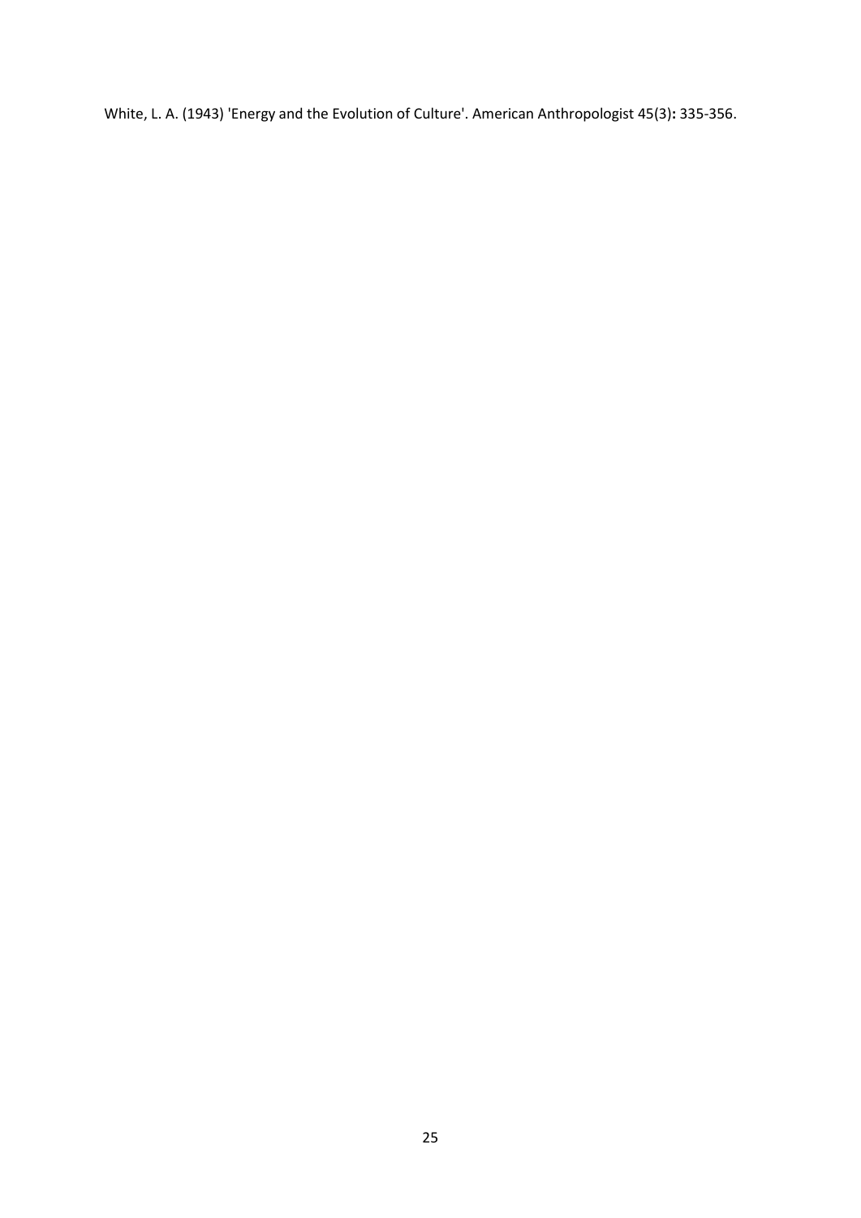White, L. A. (1943) 'Energy and the Evolution of Culture'. American Anthropologist 45(3): 335-356.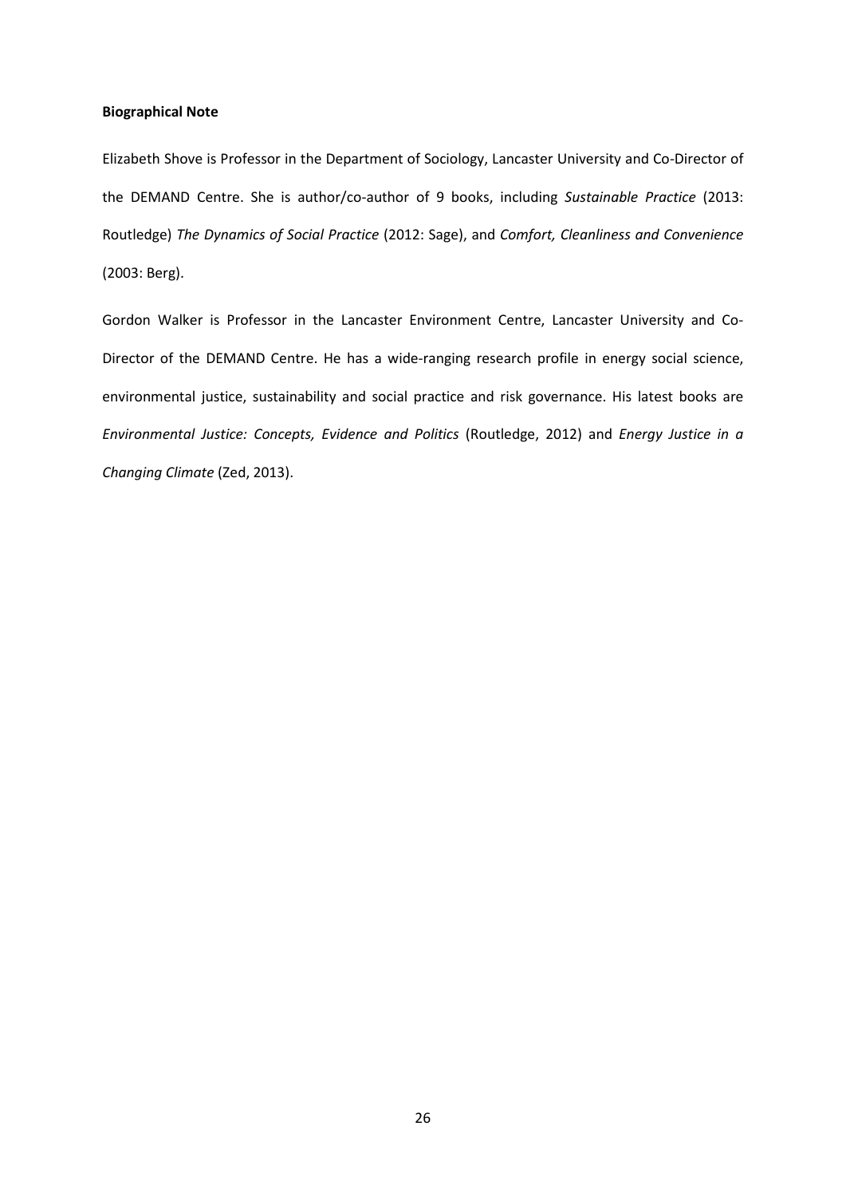**Biographical Note**

Elizabeth Shove is Professor in the Department of Sociology, Lancaster University and Co-Director of the DEMAND Centre. She is author/co-author of 9 books, including *Sustainable Practice* (2013: Routledge) *The Dynamics of Social Practice* (2012: Sage), and *Comfort, Cleanliness and Convenience* (2003: Berg).

Gordon Walker is Professor in the Lancaster Environment Centre, Lancaster University and Co-Director of the DEMAND Centre. He has a wide-ranging research profile in energy social science, environmental justice, sustainability and social practice and risk governance. His latest books are *Environmental Justice: Concepts, Evidence and Politics* (Routledge, 2012) and *Energy Justice in a Changing Climate* (Zed, 2013).